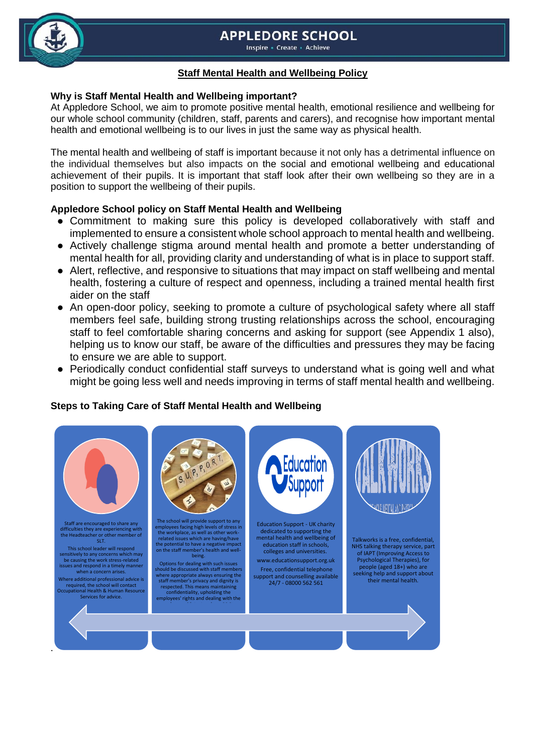# APPLEDORE SCHOOL

Inspire • Create • Achieve

## Staff Mental Health and Wellbeing Policy

### Why is Staff Mental Health and Wellbeing important?

At Appledore School, we aim to promote positive mental health, emotional resilience and wellbeing for our whole school community (children, staff, parents and carers), and recognise how important mental health and emotional wellbeing is to our lives in just the same way as physical health.

The mental health and wellbeing of staff is important because it not only has a detrimental influence on the individual themselves but also impacts on the social and emotional wellbeing and educational achievement of their pupils. It is important that staff look after their own wellbeing so they are in a position to support the wellbeing of their pupils.

### Appledore School policy on Staff Mental Health and Wellbeing

- Commitment to making sure this policy is developed collaboratively with staff and implemented to ensure a consistent whole school approach to mental health and wellbeing.
- Actively challenge stigma around mental health and promote a better understanding of mental health for all, providing clarity and understanding of what is in place to support staff.
- Alert, reflective, and responsive to situations that may impact on staff wellbeing and mental health, fostering a culture of respect and openness, including a trained mental health first aider on the staff
- An open-door policy, seeking to promote a culture of psychological safety where all staff members feel safe, building strong trusting relationships across the school, encouraging staff to feel comfortable sharing concerns and asking for support (see Appendix 1 also), helping us to know our staff, be aware of the difficulties and pressures they may be facing to ensure we are able to support.
- Periodically conduct confidential staff surveys to understand what is going well and what might be going less well and needs improving in terms of staff mental health and wellbeing.

### Steps to Taking Care of Staff Mental Health and Wellbeing

Staff are encouraged to share any difficulties they are experiencing with the Headteacher or other member of SLT.

This school leader will respond sensitively to any concerns which may be causing the work stress-related issues and respond in a timely manner when a concern arises.

Where additional professional advice is required, the school will contact Occupational Health & Human Resource Services for advice.

The school will provide support to any employees facing high levels of stress in the workplace, as well as other work-related issues which are having/have the potential to have a negative impact on the staff member's health and well-being.

Options for dealing with such issues should be discussed with staff members where appropriate always ensuring the staff member's privacy and dignity is respected. This means maintaining confidentiality, upholding the employees' rights and dealing with the

Education Support - UK charity dedicated to supporting the mental health and wellbeing of education staff in schools, colleges and universities.

www.educationsupport.org.uk

Free, confidential telephone support and counselling available 24/7 - 08000 562 561

Talkworks is a free, confidential, NHS talking therapy service, part of IAPT (Improving Access to Psychological Therapies), for people (aged 18+) who are seeking help and support about their mental health.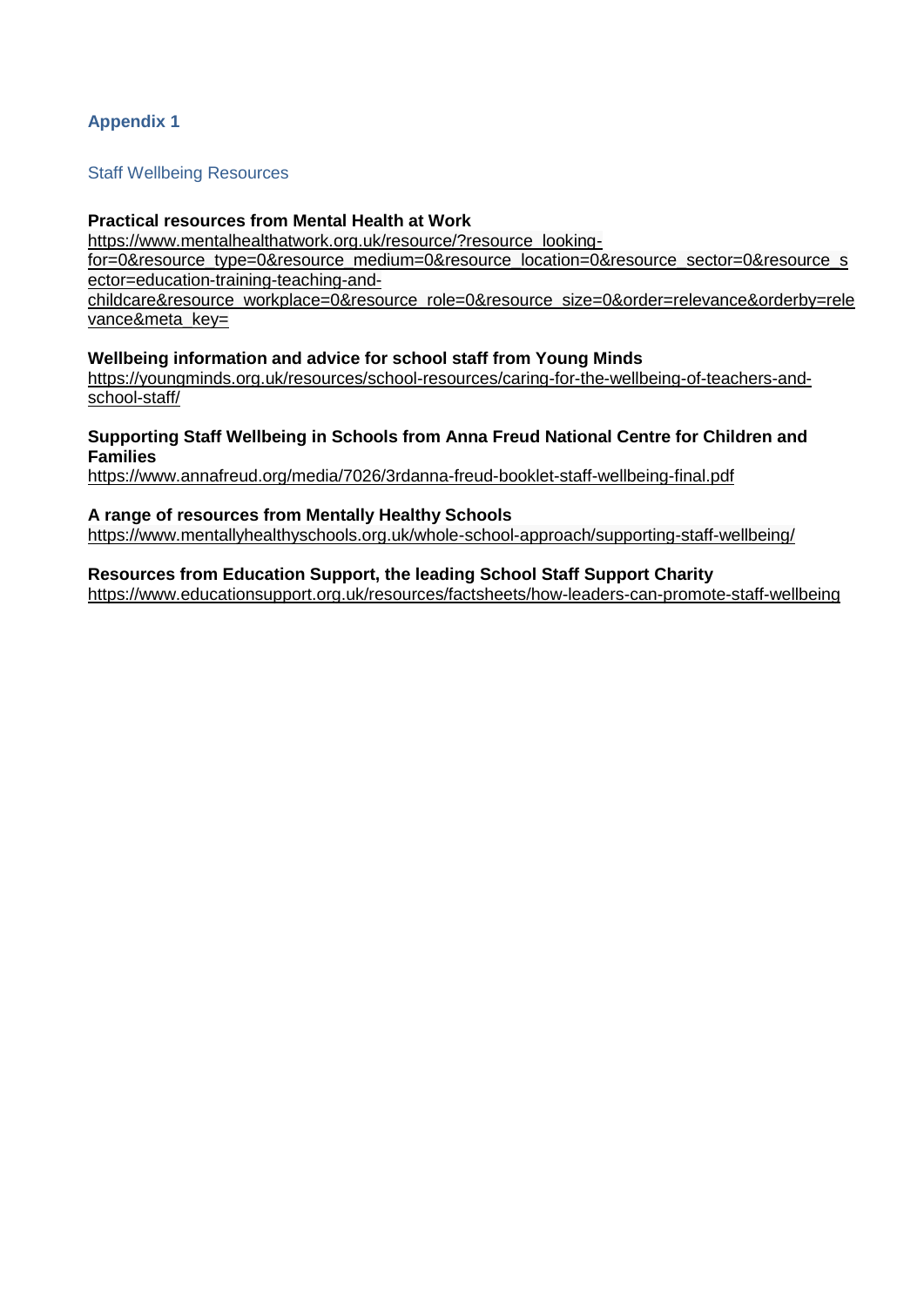## Appendix 1

### Staff Wellbeing Resources

**Practical resources from Mental Health at Work**
https://www.mentalhealthatwork.org.uk/resource/?resource_looking-for=0&resource_type=0&resource_medium=0&resource_location=0&resource_sector=0&resource_sector=education-training-teaching-and-childcare&resource_workplace=0&resource_role=0&resource_size=0&order=relevance&orderby=relevance&meta_key=

**Wellbeing information and advice for school staff from Young Minds**
https://youngminds.org.uk/resources/school-resources/caring-for-the-wellbeing-of-teachers-and-school-staff/

**Supporting Staff Wellbeing in Schools from Anna Freud National Centre for Children and Families**
https://www.annafreud.org/media/7026/3rdanna-freud-booklet-staff-wellbeing-final.pdf

**A range of resources from Mentally Healthy Schools**
https://www.mentallyhealthyschools.org.uk/whole-school-approach/supporting-staff-wellbeing/

**Resources from Education Support, the leading School Staff Support Charity**
https://www.educationsupport.org.uk/resources/factsheets/how-leaders-can-promote-staff-wellbeing